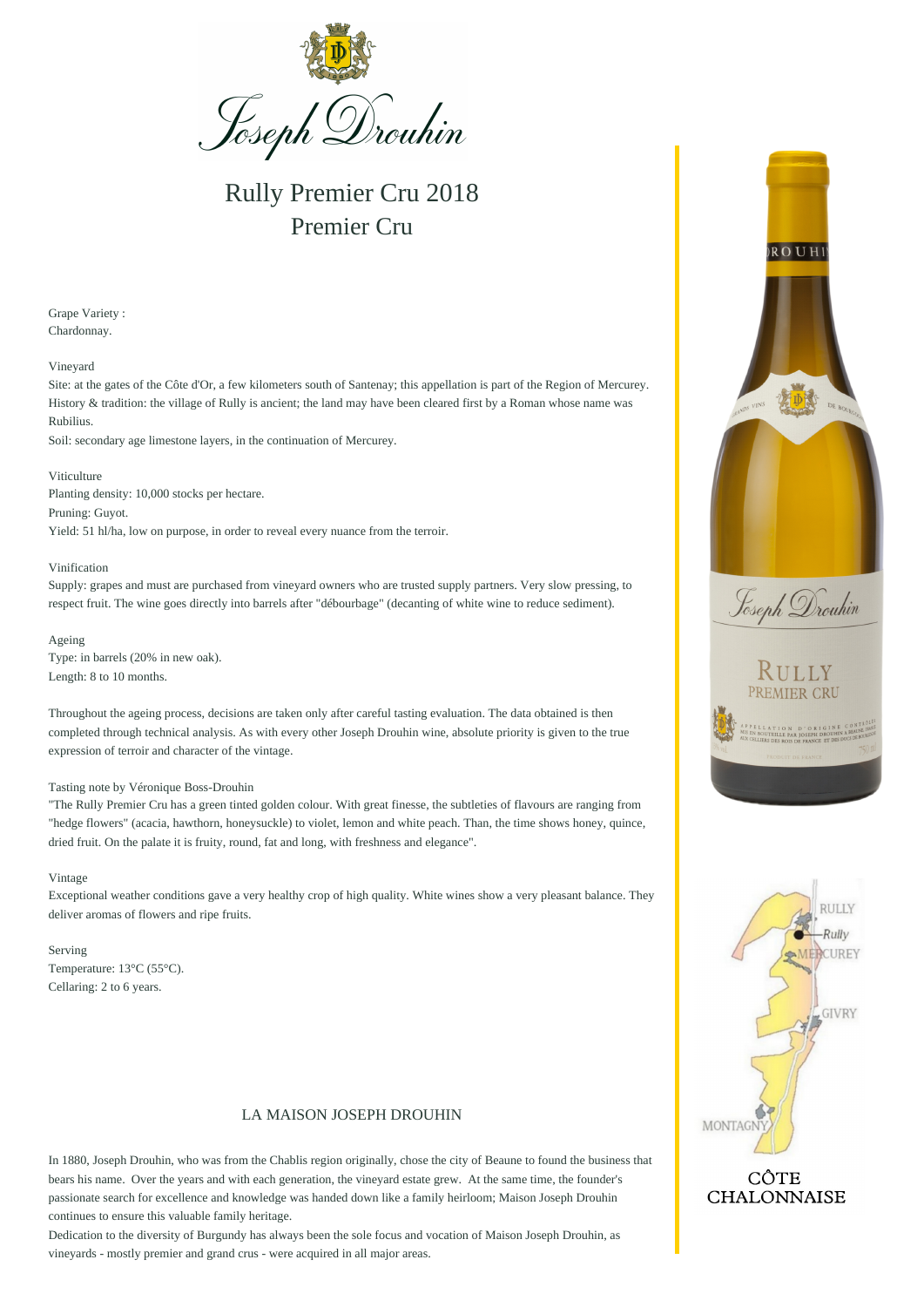# Joseph Drouhin

## Rully Premier Cru 2018
## Premier Cru

Grape Variety :
Chardonnay.

Vineyard
Site: at the gates of the Côte d'Or, a few kilometers south of Santenay; this appellation is part of the Region of Mercurey.
History & tradition: the village of Rully is ancient; the land may have been cleared first by a Roman whose name was Rubilius.
Soil: secondary age limestone layers, in the continuation of Mercurey.

Viticulture
Planting density: 10,000 stocks per hectare.
Pruning: Guyot.
Yield: 51 hl/ha, low on purpose, in order to reveal every nuance from the terroir.

Vinification
Supply: grapes and must are purchased from vineyard owners who are trusted supply partners. Very slow pressing, to respect fruit. The wine goes directly into barrels after "débourbage" (decanting of white wine to reduce sediment).

Ageing
Type: in barrels (20% in new oak).
Length: 8 to 10 months.

Throughout the ageing process, decisions are taken only after careful tasting evaluation. The data obtained is then completed through technical analysis. As with every other Joseph Drouhin wine, absolute priority is given to the true expression of terroir and character of the vintage.

Tasting note by Véronique Boss-Drouhin
"The Rully Premier Cru has a green tinted golden colour. With great finesse, the subtleties of flavours are ranging from "hedge flowers" (acacia, hawthorn, honeysuckle) to violet, lemon and white peach. Than, the time shows honey, quince, dried fruit. On the palate it is fruity, round, fat and long, with freshness and elegance".

Vintage
Exceptional weather conditions gave a very healthy crop of high quality. White wines show a very pleasant balance. They deliver aromas of flowers and ripe fruits.

Serving
Temperature: 13°C (55°C).
Cellaring: 2 to 6 years.

RULLY
Rully
MERCUREY
GIVRY
MONTAGNY
CÔTE CHALONNAISE

## LA MAISON JOSEPH DROUHIN

In 1880, Joseph Drouhin, who was from the Chablis region originally, chose the city of Beaune to found the business that bears his name. Over the years and with each generation, the vineyard estate grew. At the same time, the founder's passionate search for excellence and knowledge was handed down like a family heirloom; Maison Joseph Drouhin continues to ensure this valuable family heritage.
Dedication to the diversity of Burgundy has always been the sole focus and vocation of Maison Joseph Drouhin, as vineyards - mostly premier and grand crus - were acquired in all major areas.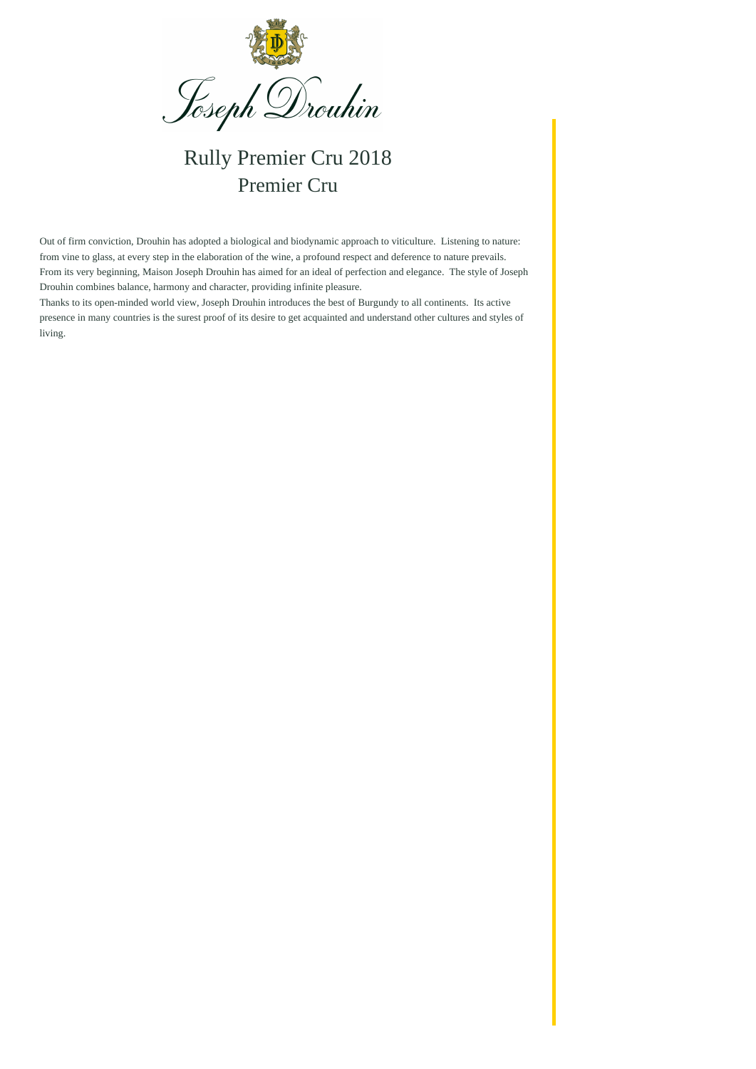Joseph Drouhin

# Rully Premier Cru 2018

## Premier Cru

Out of firm conviction, Drouhin has adopted a biological and biodynamic approach to viticulture. Listening to nature: from vine to glass, at every step in the elaboration of the wine, a profound respect and deference to nature prevails. From its very beginning, Maison Joseph Drouhin has aimed for an ideal of perfection and elegance. The style of Joseph Drouhin combines balance, harmony and character, providing infinite pleasure.

Thanks to its open-minded world view, Joseph Drouhin introduces the best of Burgundy to all continents. Its active presence in many countries is the surest proof of its desire to get acquainted and understand other cultures and styles of living.